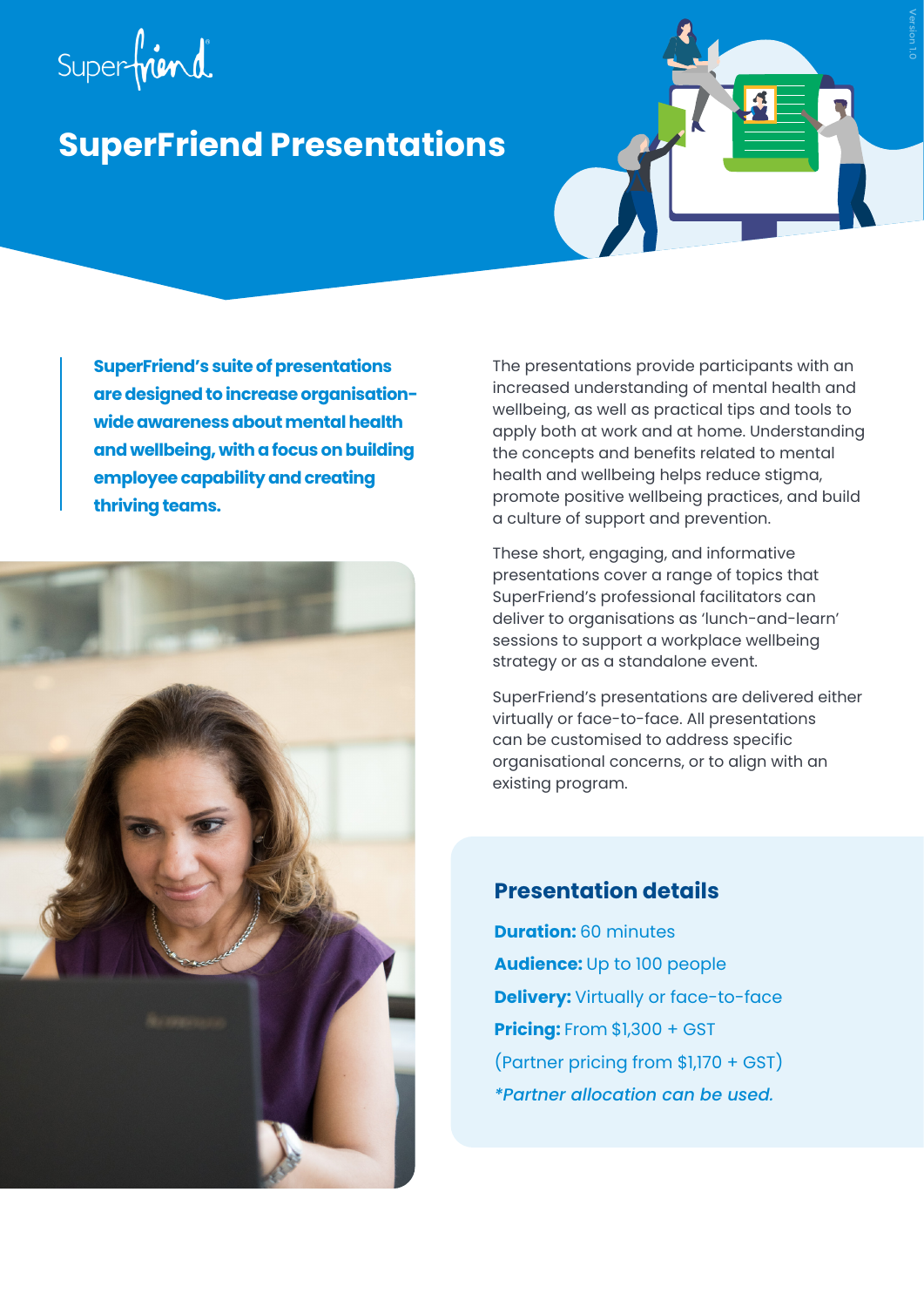# SuperFriend Presentations

**SuperFriend's suite of presentations are designed to increase organisation-wide awareness about mental health and wellbeing, with a focus on building employee capability and creating thriving teams.**

The presentations provide participants with an increased understanding of mental health and wellbeing, as well as practical tips and tools to apply both at work and at home. Understanding the concepts and benefits related to mental health and wellbeing helps reduce stigma, promote positive wellbeing practices, and build a culture of support and prevention.

These short, engaging, and informative presentations cover a range of topics that SuperFriend's professional facilitators can deliver to organisations as 'lunch-and-learn' sessions to support a workplace wellbeing strategy or as a standalone event.

SuperFriend's presentations are delivered either virtually or face-to-face. All presentations can be customised to address specific organisational concerns, or to align with an existing program.

## Presentation details

**Duration:** 60 minutes

**Audience:** Up to 100 people

**Delivery:** Virtually or face-to-face

**Pricing:** From $1,300 + GST

(Partner pricing from $1,170 + GST)

*\*Partner allocation can be used.*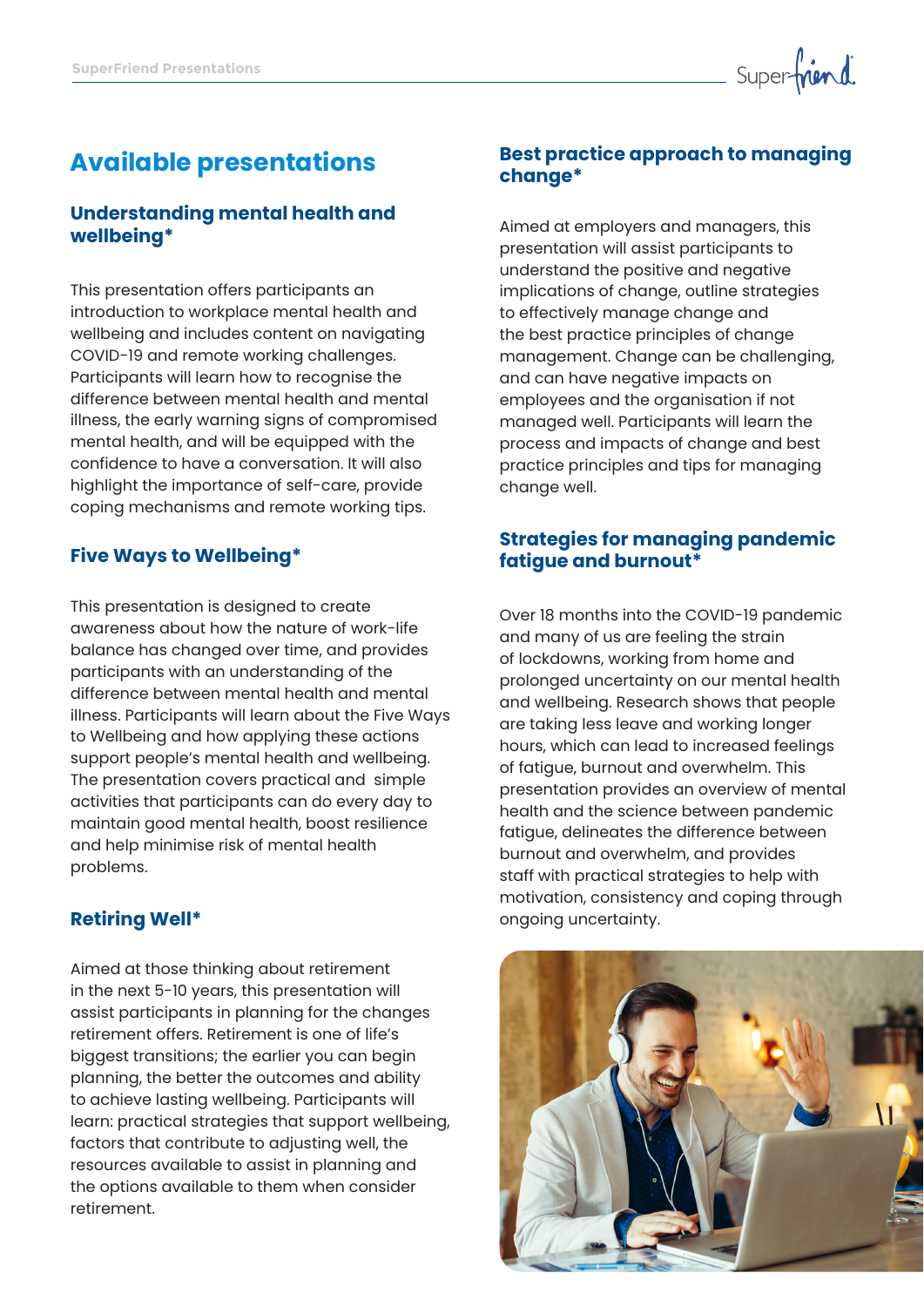# Available presentations

## Understanding mental health and wellbeing*

This presentation offers participants an introduction to workplace mental health and wellbeing and includes content on navigating COVID-19 and remote working challenges. Participants will learn how to recognise the difference between mental health and mental illness, the early warning signs of compromised mental health, and will be equipped with the confidence to have a conversation. It will also highlight the importance of self-care, provide coping mechanisms and remote working tips.

## Five Ways to Wellbeing*

This presentation is designed to create awareness about how the nature of work-life balance has changed over time, and provides participants with an understanding of the difference between mental health and mental illness. Participants will learn about the Five Ways to Wellbeing and how applying these actions support people's mental health and wellbeing. The presentation covers practical and simple activities that participants can do every day to maintain good mental health, boost resilience and help minimise risk of mental health problems.

## Retiring Well*

Aimed at those thinking about retirement in the next 5-10 years, this presentation will assist participants in planning for the changes retirement offers. Retirement is one of life's biggest transitions; the earlier you can begin planning, the better the outcomes and ability to achieve lasting wellbeing. Participants will learn: practical strategies that support wellbeing, factors that contribute to adjusting well, the resources available to assist in planning and the options available to them when consider retirement.

## Best practice approach to managing change*

Aimed at employers and managers, this presentation will assist participants to understand the positive and negative implications of change, outline strategies to effectively manage change and the best practice principles of change management. Change can be challenging, and can have negative impacts on employees and the organisation if not managed well. Participants will learn the process and impacts of change and best practice principles and tips for managing change well.

## Strategies for managing pandemic fatigue and burnout*

Over 18 months into the COVID-19 pandemic and many of us are feeling the strain of lockdowns, working from home and prolonged uncertainty on our mental health and wellbeing. Research shows that people are taking less leave and working longer hours, which can lead to increased feelings of fatigue, burnout and overwhelm. This presentation provides an overview of mental health and the science between pandemic fatigue, delineates the difference between burnout and overwhelm, and provides staff with practical strategies to help with motivation, consistency and coping through ongoing uncertainty.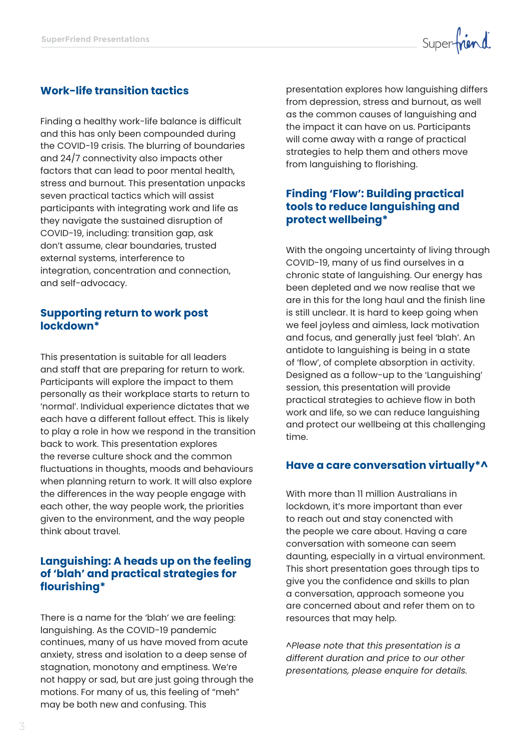## Work-life transition tactics

Finding a healthy work-life balance is difficult and this has only been compounded during the COVID-19 crisis. The blurring of boundaries and 24/7 connectivity also impacts other factors that can lead to poor mental health, stress and burnout. This presentation unpacks seven practical tactics which will assist participants with integrating work and life as they navigate the sustained disruption of COVID-19, including: transition gap, ask don't assume, clear boundaries, trusted external systems, interference to integration, concentration and connection, and self-advocacy.

## Supporting return to work post lockdown*

This presentation is suitable for all leaders and staff that are preparing for return to work. Participants will explore the impact to them personally as their workplace starts to return to 'normal'. Individual experience dictates that we each have a different fallout effect. This is likely to play a role in how we respond in the transition back to work. This presentation explores the reverse culture shock and the common fluctuations in thoughts, moods and behaviours when planning return to work. It will also explore the differences in the way people engage with each other, the way people work, the priorities given to the environment, and the way people think about travel.

## Languishing: A heads up on the feeling of 'blah' and practical strategies for flourishing*

There is a name for the 'blah' we are feeling: languishing. As the COVID-19 pandemic continues, many of us have moved from acute anxiety, stress and isolation to a deep sense of stagnation, monotony and emptiness. We're not happy or sad, but are just going through the motions. For many of us, this feeling of "meh" may be both new and confusing. This presentation explores how languishing differs from depression, stress and burnout, as well as the common causes of languishing and the impact it can have on us. Participants will come away with a range of practical strategies to help them and others move from languishing to florishing.

## Finding 'Flow': Building practical tools to reduce languishing and protect wellbeing*

With the ongoing uncertainty of living through COVID-19, many of us find ourselves in a chronic state of languishing. Our energy has been depleted and we now realise that we are in this for the long haul and the finish line is still unclear. It is hard to keep going when we feel joyless and aimless, lack motivation and focus, and generally just feel 'blah'. An antidote to languishing is being in a state of 'flow', of complete absorption in activity. Designed as a follow-up to the 'Languishing' session, this presentation will provide practical strategies to achieve flow in both work and life, so we can reduce languishing and protect our wellbeing at this challenging time.

## Have a care conversation virtually*^

With more than 11 million Australians in lockdown, it's more important than ever to reach out and stay conencted with the people we care about. Having a care conversation with someone can seem daunting, especially in a virtual environment. This short presentation goes through tips to give you the confidence and skills to plan a conversation, approach someone you are concerned about and refer them on to resources that may help.

*^Please note that this presentation is a different duration and price to our other presentations, please enquire for details.*